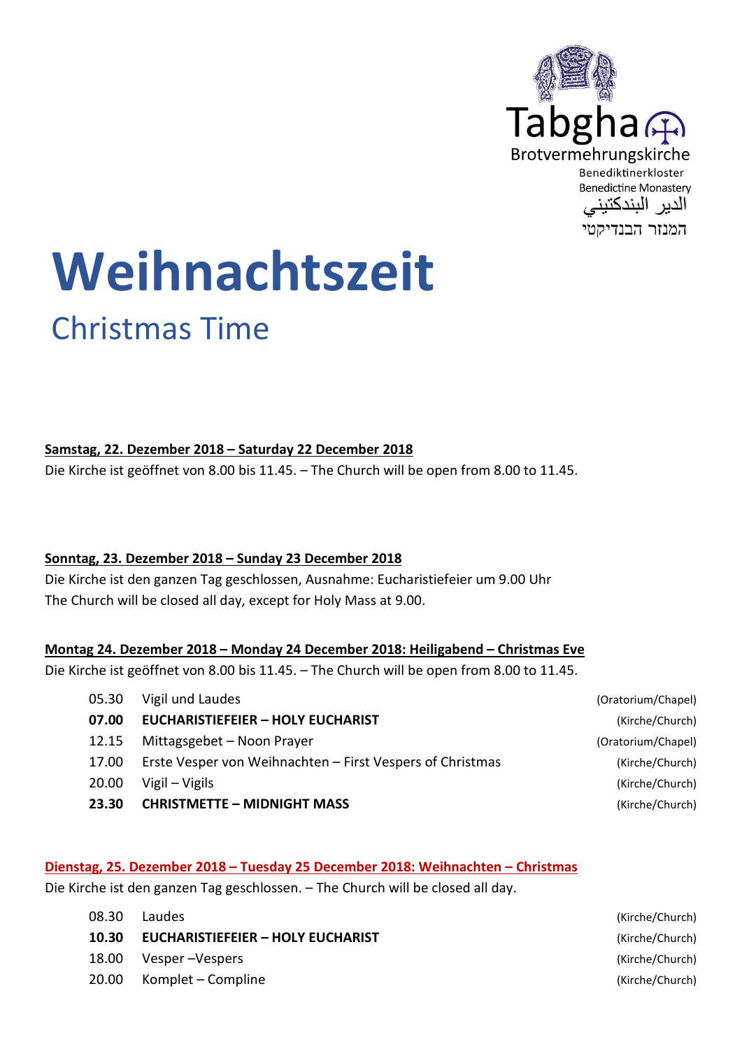Tabgha
Brotvermehrungskirche
Benediktinerkloster
Benedictine Monastery
الدير البندكتيني
המנזר הבנדיקטי

# Weihnachtszeit

## Christmas Time

**Samstag, 22. Dezember 2018 – Saturday 22 December 2018**

Die Kirche ist geöffnet von 8.00 bis 11.45. – The Church will be open from 8.00 to 11.45.

**Sonntag, 23. Dezember 2018 – Sunday 23 December 2018**

Die Kirche ist den ganzen Tag geschlossen, Ausnahme: Eucharistiefeier um 9.00 Uhr
The Church will be closed all day, except for Holy Mass at 9.00.

**Montag 24. Dezember 2018 – Monday 24 December 2018: Heiligabend – Christmas Eve**

Die Kirche ist geöffnet von 8.00 bis 11.45. – The Church will be open from 8.00 to 11.45.

| | | |
|---|---|---|
| 05.30 | Vigil und Laudes | (Oratorium/Chapel) |
| **07.00** | **EUCHARISTIEFEIER – HOLY EUCHARIST** | (Kirche/Church) |
| 12.15 | Mittagsgebet – Noon Prayer | (Oratorium/Chapel) |
| 17.00 | Erste Vesper von Weihnachten – First Vespers of Christmas | (Kirche/Church) |
| 20.00 | Vigil – Vigils | (Kirche/Church) |
| **23.30** | **CHRISTMETTE – MIDNIGHT MASS** | (Kirche/Church) |

**Dienstag, 25. Dezember 2018 – Tuesday 25 December 2018: Weihnachten – Christmas**

Die Kirche ist den ganzen Tag geschlossen. – The Church will be closed all day.

| | | |
|---|---|---|
| 08.30 | Laudes | (Kirche/Church) |
| **10.30** | **EUCHARISTIEFEIER – HOLY EUCHARIST** | (Kirche/Church) |
| 18.00 | Vesper –Vespers | (Kirche/Church) |
| 20.00 | Komplet – Compline | (Kirche/Church) |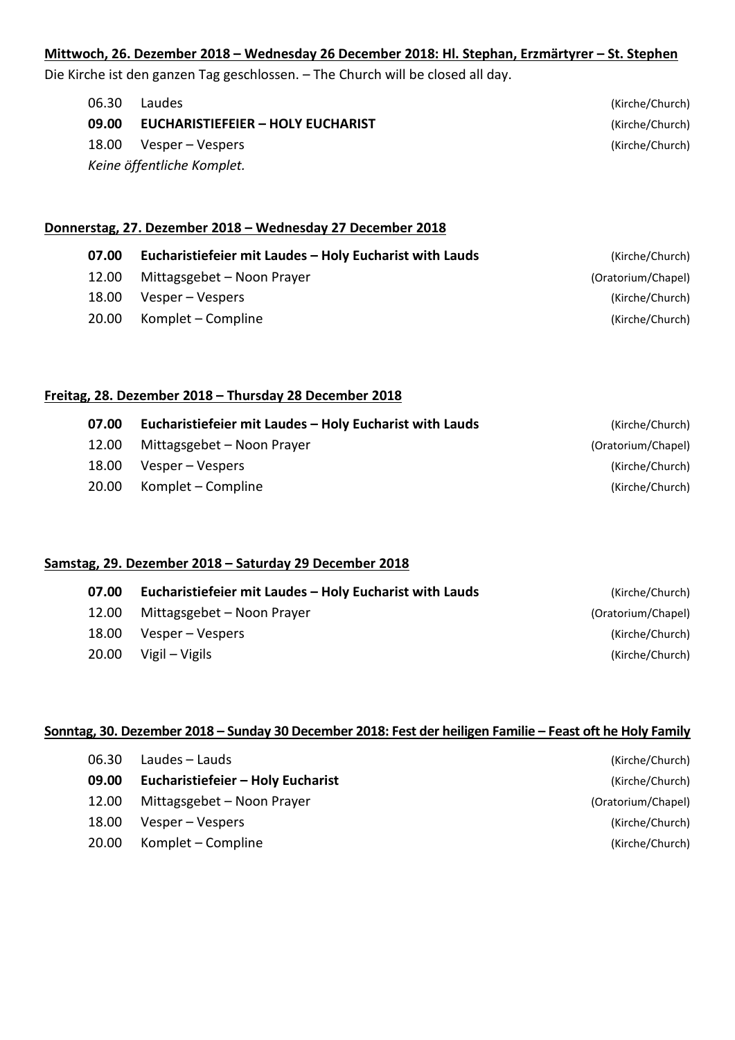**<u>Mittwoch, 26. Dezember 2018 – Wednesday 26 December 2018: Hl. Stephan, Erzmärtyrer – St. Stephen</u>**

Die Kirche ist den ganzen Tag geschlossen. – The Church will be closed all day.

| | | |
|---|---|---|
| 06.30 | Laudes | (Kirche/Church) |
| **09.00** | **EUCHARISTIEFEIER – HOLY EUCHARIST** | (Kirche/Church) |
| 18.00 | Vesper – Vespers | (Kirche/Church) |

*Keine öffentliche Komplet.*

**<u>Donnerstag, 27. Dezember 2018 – Wednesday 27 December 2018</u>**

| | | |
|---|---|---|
| **07.00** | **Eucharistiefeier mit Laudes – Holy Eucharist with Lauds** | (Kirche/Church) |
| 12.00 | Mittagsgebet – Noon Prayer | (Oratorium/Chapel) |
| 18.00 | Vesper – Vespers | (Kirche/Church) |
| 20.00 | Komplet – Compline | (Kirche/Church) |

**<u>Freitag, 28. Dezember 2018 – Thursday 28 December 2018</u>**

| | | |
|---|---|---|
| **07.00** | **Eucharistiefeier mit Laudes – Holy Eucharist with Lauds** | (Kirche/Church) |
| 12.00 | Mittagsgebet – Noon Prayer | (Oratorium/Chapel) |
| 18.00 | Vesper – Vespers | (Kirche/Church) |
| 20.00 | Komplet – Compline | (Kirche/Church) |

**<u>Samstag, 29. Dezember 2018 – Saturday 29 December 2018</u>**

| | | |
|---|---|---|
| **07.00** | **Eucharistiefeier mit Laudes – Holy Eucharist with Lauds** | (Kirche/Church) |
| 12.00 | Mittagsgebet – Noon Prayer | (Oratorium/Chapel) |
| 18.00 | Vesper – Vespers | (Kirche/Church) |
| 20.00 | Vigil – Vigils | (Kirche/Church) |

**<u>Sonntag, 30. Dezember 2018 – Sunday 30 December 2018: Fest der heiligen Familie – Feast oft he Holy Family</u>**

| | | |
|---|---|---|
| 06.30 | Laudes – Lauds | (Kirche/Church) |
| **09.00** | **Eucharistiefeier – Holy Eucharist** | (Kirche/Church) |
| 12.00 | Mittagsgebet – Noon Prayer | (Oratorium/Chapel) |
| 18.00 | Vesper – Vespers | (Kirche/Church) |
| 20.00 | Komplet – Compline | (Kirche/Church) |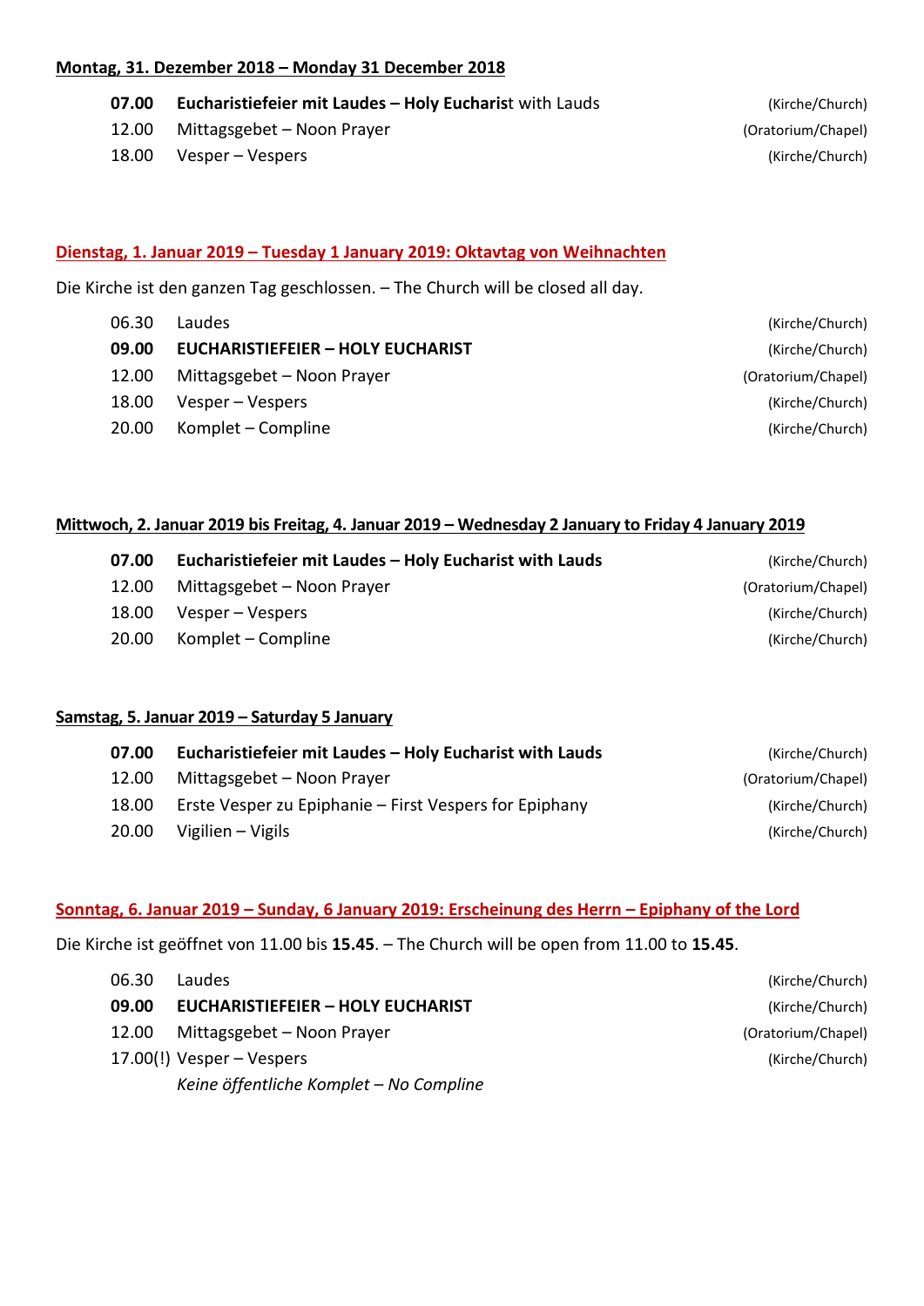**Montag, 31. Dezember 2018 – Monday 31 December 2018**

| | | |
|---|---|---|
| **07.00** | **Eucharistiefeier mit Laudes – Holy Euchari**st with Lauds | (Kirche/Church) |
| 12.00 | Mittagsgebet – Noon Prayer | (Oratorium/Chapel) |
| 18.00 | Vesper – Vespers | (Kirche/Church) |

**Dienstag, 1. Januar 2019 – Tuesday 1 January 2019: Oktavtag von Weihnachten**

Die Kirche ist den ganzen Tag geschlossen. – The Church will be closed all day.

| | | |
|---|---|---|
| 06.30 | Laudes | (Kirche/Church) |
| **09.00** | **EUCHARISTIEFEIER – HOLY EUCHARIST** | (Kirche/Church) |
| 12.00 | Mittagsgebet – Noon Prayer | (Oratorium/Chapel) |
| 18.00 | Vesper – Vespers | (Kirche/Church) |
| 20.00 | Komplet – Compline | (Kirche/Church) |

**Mittwoch, 2. Januar 2019 bis Freitag, 4. Januar 2019 – Wednesday 2 January to Friday 4 January 2019**

| | | |
|---|---|---|
| **07.00** | **Eucharistiefeier mit Laudes – Holy Eucharist with Lauds** | (Kirche/Church) |
| 12.00 | Mittagsgebet – Noon Prayer | (Oratorium/Chapel) |
| 18.00 | Vesper – Vespers | (Kirche/Church) |
| 20.00 | Komplet – Compline | (Kirche/Church) |

**Samstag, 5. Januar 2019 – Saturday 5 January**

| | | |
|---|---|---|
| **07.00** | **Eucharistiefeier mit Laudes – Holy Eucharist with Lauds** | (Kirche/Church) |
| 12.00 | Mittagsgebet – Noon Prayer | (Oratorium/Chapel) |
| 18.00 | Erste Vesper zu Epiphanie – First Vespers for Epiphany | (Kirche/Church) |
| 20.00 | Vigilien – Vigils | (Kirche/Church) |

**Sonntag, 6. Januar 2019 – Sunday, 6 January 2019: Erscheinung des Herrn – Epiphany of the Lord**

Die Kirche ist geöffnet von 11.00 bis **15.45**. – The Church will be open from 11.00 to **15.45**.

| | | |
|---|---|---|
| 06.30 | Laudes | (Kirche/Church) |
| **09.00** | **EUCHARISTIEFEIER – HOLY EUCHARIST** | (Kirche/Church) |
| 12.00 | Mittagsgebet – Noon Prayer | (Oratorium/Chapel) |
| 17.00(!) | Vesper – Vespers | (Kirche/Church) |
| | *Keine öffentliche Komplet – No Compline* | |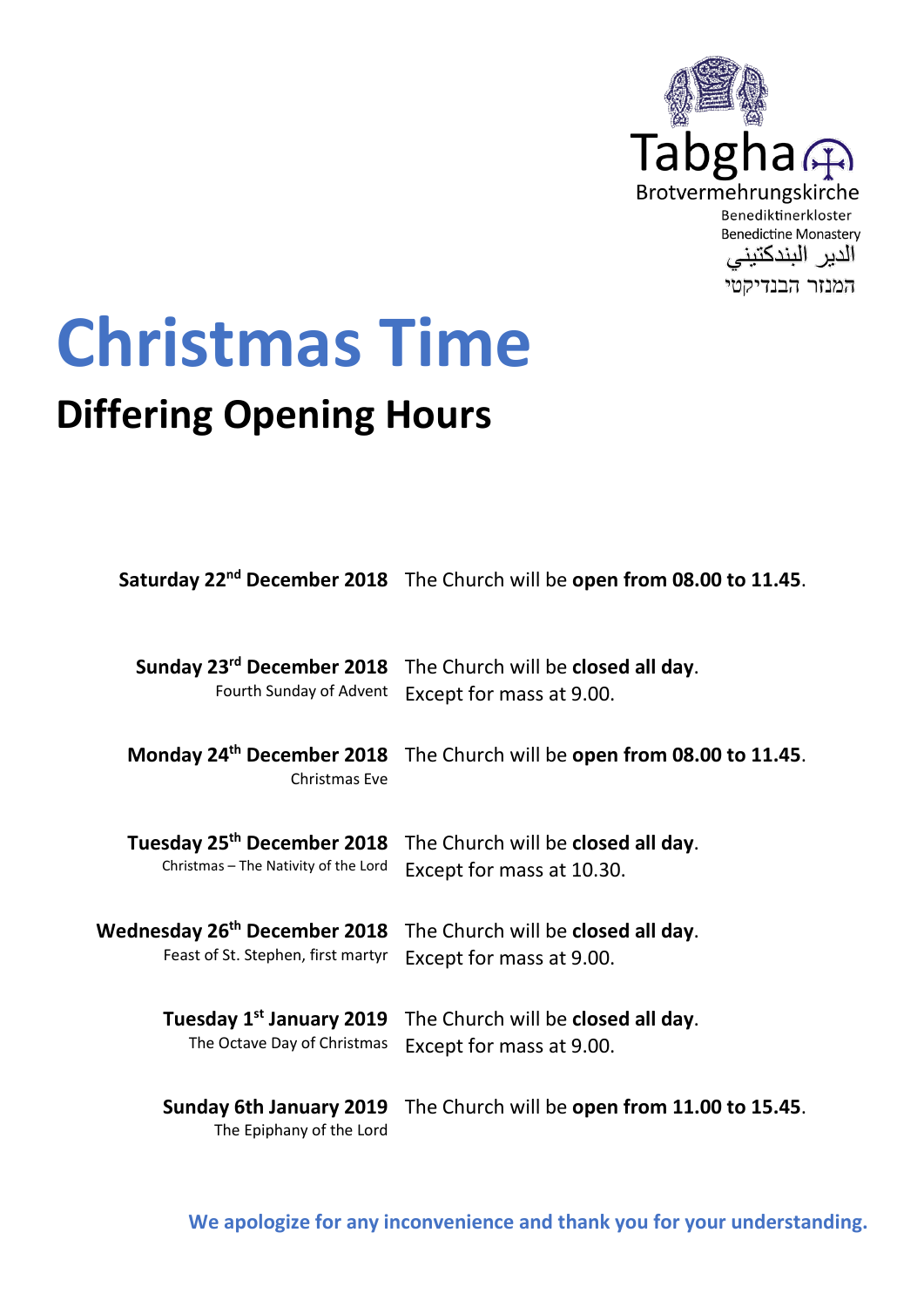Tabgha

Brotvermehrungskirche

Benediktinerkloster

Benedictine Monastery

الدير البندكتيني

המנזר הבנדיקטי

# Christmas Time

## Differing Opening Hours

| | |
|---|---|
| **Saturday 22nd December 2018** | The Church will be **open from 08.00 to 11.45**. |
| **Sunday 23rd December 2018**<br>Fourth Sunday of Advent | The Church will be **closed all day**.<br>Except for mass at 9.00. |
| **Monday 24th December 2018**<br>Christmas Eve | The Church will be **open from 08.00 to 11.45**. |
| **Tuesday 25th December 2018**<br>Christmas – The Nativity of the Lord | The Church will be **closed all day**.<br>Except for mass at 10.30. |
| **Wednesday 26th December 2018**<br>Feast of St. Stephen, first martyr | The Church will be **closed all day**.<br>Except for mass at 9.00. |
| **Tuesday 1st January 2019**<br>The Octave Day of Christmas | The Church will be **closed all day**.<br>Except for mass at 9.00. |
| **Sunday 6th January 2019**<br>The Epiphany of the Lord | The Church will be **open from 11.00 to 15.45**. |

**We apologize for any inconvenience and thank you for your understanding.**